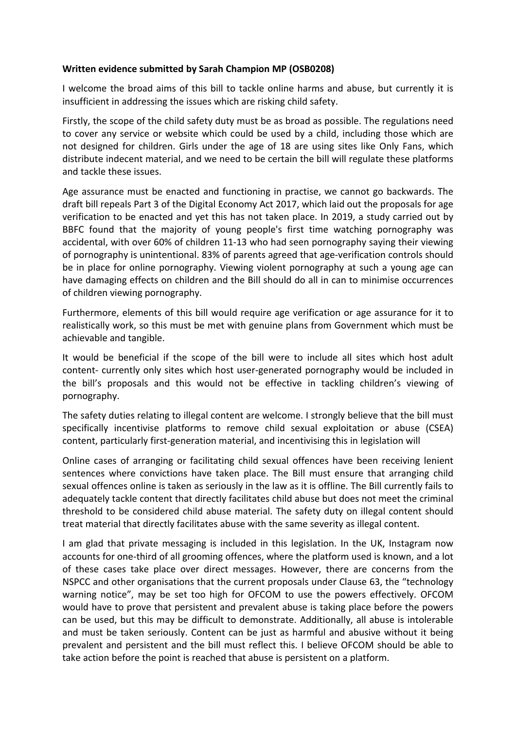**Written evidence submitted by Sarah Champion MP (OSB0208)**

I welcome the broad aims of this bill to tackle online harms and abuse, but currently it is insufficient in addressing the issues which are risking child safety.

Firstly, the scope of the child safety duty must be as broad as possible. The regulations need to cover any service or website which could be used by a child, including those which are not designed for children. Girls under the age of 18 are using sites like Only Fans, which distribute indecent material, and we need to be certain the bill will regulate these platforms and tackle these issues.

Age assurance must be enacted and functioning in practise, we cannot go backwards. The draft bill repeals Part 3 of the Digital Economy Act 2017, which laid out the proposals for age verification to be enacted and yet this has not taken place. In 2019, a study carried out by BBFC found that the majority of young people's first time watching pornography was accidental, with over 60% of children 11-13 who had seen pornography saying their viewing of pornography is unintentional. 83% of parents agreed that age-verification controls should be in place for online pornography. Viewing violent pornography at such a young age can have damaging effects on children and the Bill should do all in can to minimise occurrences of children viewing pornography.

Furthermore, elements of this bill would require age verification or age assurance for it to realistically work, so this must be met with genuine plans from Government which must be achievable and tangible.

It would be beneficial if the scope of the bill were to include all sites which host adult content- currently only sites which host user-generated pornography would be included in the bill's proposals and this would not be effective in tackling children's viewing of pornography.

The safety duties relating to illegal content are welcome. I strongly believe that the bill must specifically incentivise platforms to remove child sexual exploitation or abuse (CSEA) content, particularly first-generation material, and incentivising this in legislation will

Online cases of arranging or facilitating child sexual offences have been receiving lenient sentences where convictions have taken place. The Bill must ensure that arranging child sexual offences online is taken as seriously in the law as it is offline. The Bill currently fails to adequately tackle content that directly facilitates child abuse but does not meet the criminal threshold to be considered child abuse material. The safety duty on illegal content should treat material that directly facilitates abuse with the same severity as illegal content.

I am glad that private messaging is included in this legislation. In the UK, Instagram now accounts for one-third of all grooming offences, where the platform used is known, and a lot of these cases take place over direct messages. However, there are concerns from the NSPCC and other organisations that the current proposals under Clause 63, the "technology warning notice", may be set too high for OFCOM to use the powers effectively. OFCOM would have to prove that persistent and prevalent abuse is taking place before the powers can be used, but this may be difficult to demonstrate. Additionally, all abuse is intolerable and must be taken seriously. Content can be just as harmful and abusive without it being prevalent and persistent and the bill must reflect this. I believe OFCOM should be able to take action before the point is reached that abuse is persistent on a platform.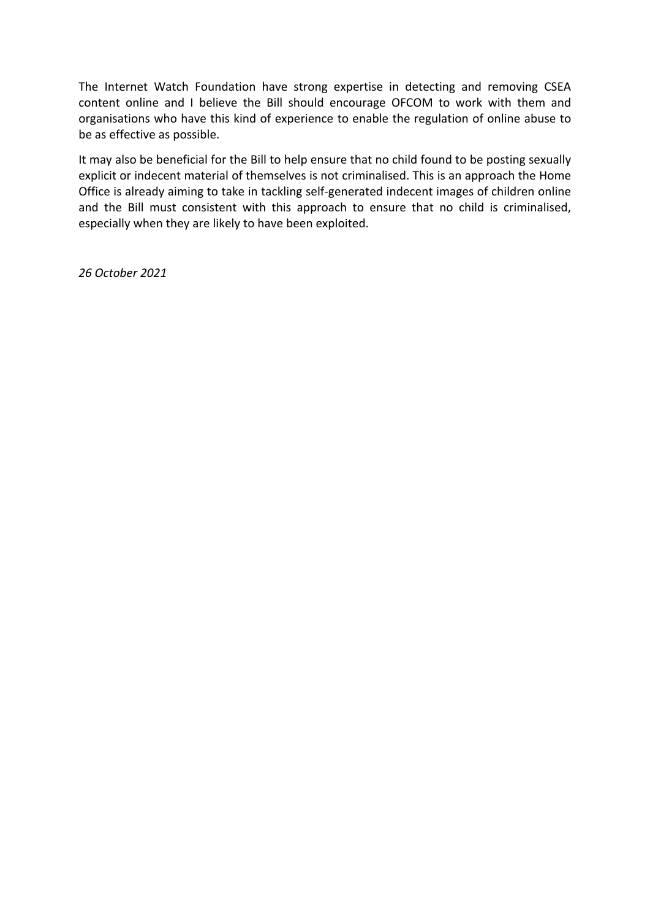The Internet Watch Foundation have strong expertise in detecting and removing CSEA content online and I believe the Bill should encourage OFCOM to work with them and organisations who have this kind of experience to enable the regulation of online abuse to be as effective as possible.

It may also be beneficial for the Bill to help ensure that no child found to be posting sexually explicit or indecent material of themselves is not criminalised. This is an approach the Home Office is already aiming to take in tackling self-generated indecent images of children online and the Bill must consistent with this approach to ensure that no child is criminalised, especially when they are likely to have been exploited.

*26 October 2021*